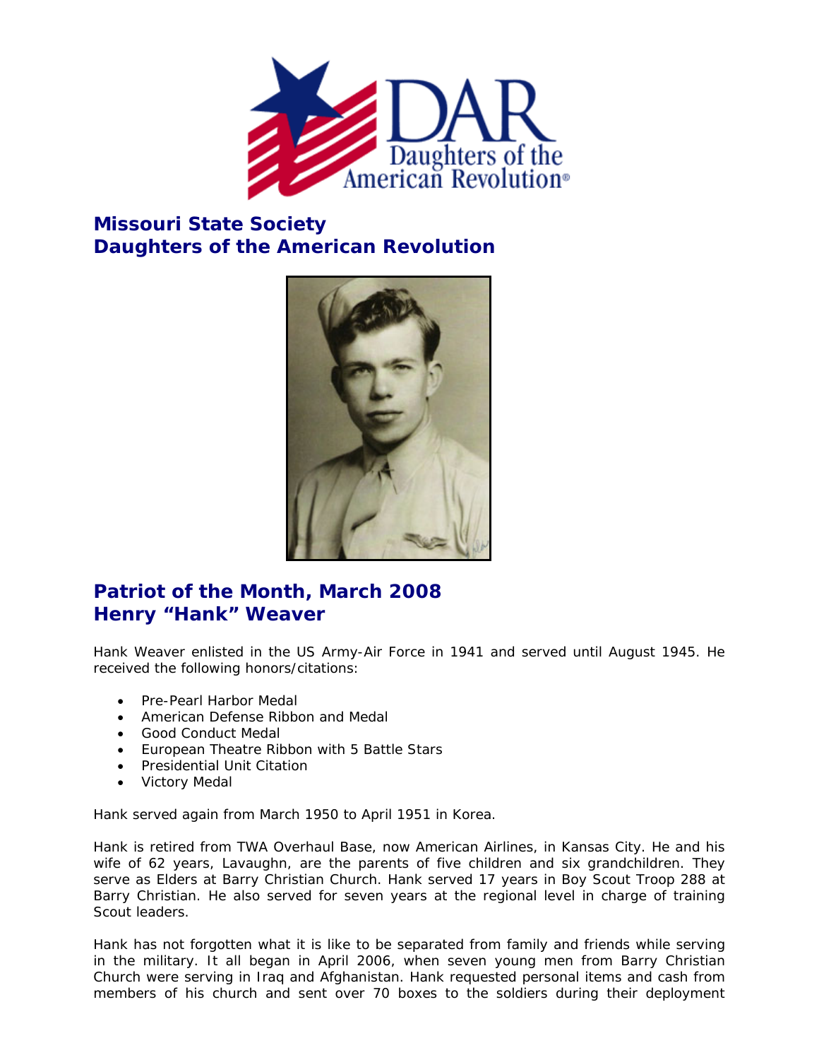## Missouri State Society
## Daughters of the American Revolution

## Patriot of the Month, March 2008
## Henry "Hank" Weaver

Hank Weaver enlisted in the US Army-Air Force in 1941 and served until August 1945. He received the following honors/citations:

- Pre-Pearl Harbor Medal
- American Defense Ribbon and Medal
- Good Conduct Medal
- European Theatre Ribbon with 5 Battle Stars
- Presidential Unit Citation
- Victory Medal

Hank served again from March 1950 to April 1951 in Korea.

Hank is retired from TWA Overhaul Base, now American Airlines, in Kansas City. He and his wife of 62 years, Lavaughn, are the parents of five children and six grandchildren. They serve as Elders at Barry Christian Church. Hank served 17 years in Boy Scout Troop 288 at Barry Christian. He also served for seven years at the regional level in charge of training Scout leaders.

Hank has not forgotten what it is like to be separated from family and friends while serving in the military. It all began in April 2006, when seven young men from Barry Christian Church were serving in Iraq and Afghanistan. Hank requested personal items and cash from members of his church and sent over 70 boxes to the soldiers during their deployment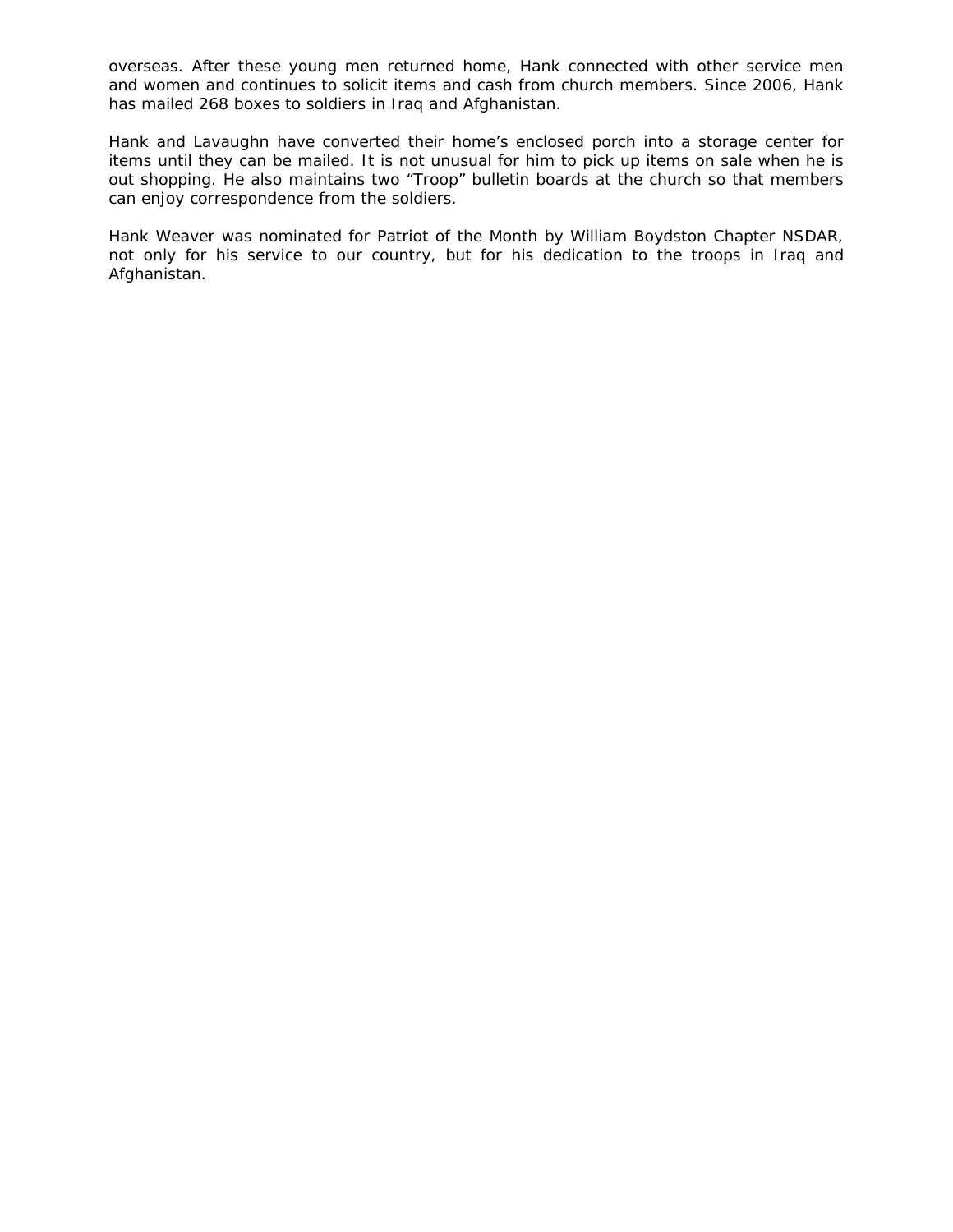overseas. After these young men returned home, Hank connected with other service men and women and continues to solicit items and cash from church members. Since 2006, Hank has mailed 268 boxes to soldiers in Iraq and Afghanistan.

Hank and Lavaughn have converted their home's enclosed porch into a storage center for items until they can be mailed. It is not unusual for him to pick up items on sale when he is out shopping. He also maintains two "Troop" bulletin boards at the church so that members can enjoy correspondence from the soldiers.

Hank Weaver was nominated for Patriot of the Month by William Boydston Chapter NSDAR, not only for his service to our country, but for his dedication to the troops in Iraq and Afghanistan.